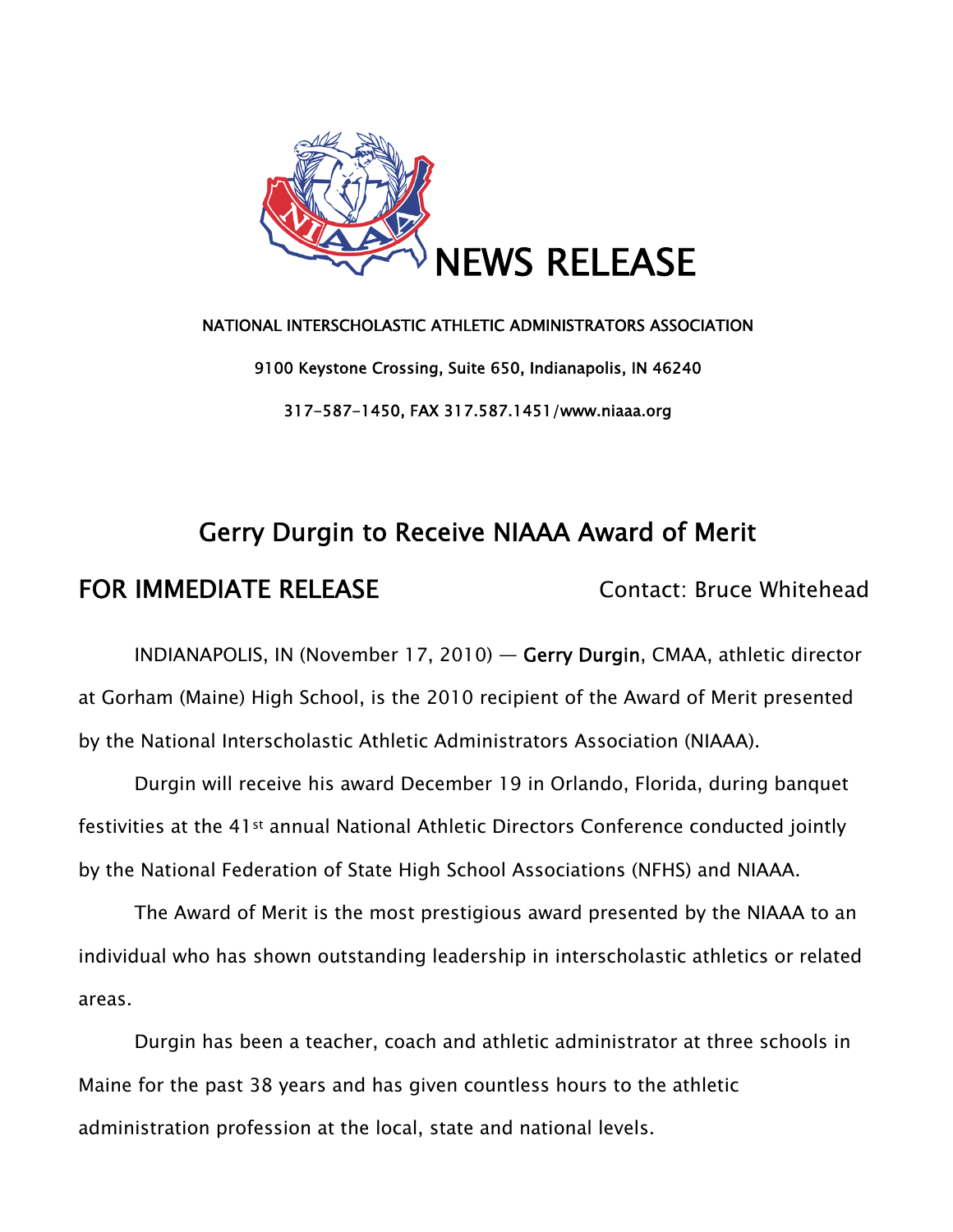# NEWS RELEASE

NATIONAL INTERSCHOLASTIC ATHLETIC ADMINISTRATORS ASSOCIATION

9100 Keystone Crossing, Suite 650, Indianapolis, IN 46240

317-587-1450, FAX 317.587.1451/www.niaaa.org

## Gerry Durgin to Receive NIAAA Award of Merit

**FOR IMMEDIATE RELEASE** Contact: Bruce Whitehead

INDIANAPOLIS, IN (November 17, 2010) — Gerry Durgin, CMAA, athletic director at Gorham (Maine) High School, is the 2010 recipient of the Award of Merit presented by the National Interscholastic Athletic Administrators Association (NIAAA).

Durgin will receive his award December 19 in Orlando, Florida, during banquet festivities at the 41st annual National Athletic Directors Conference conducted jointly by the National Federation of State High School Associations (NFHS) and NIAAA.

The Award of Merit is the most prestigious award presented by the NIAAA to an individual who has shown outstanding leadership in interscholastic athletics or related areas.

Durgin has been a teacher, coach and athletic administrator at three schools in Maine for the past 38 years and has given countless hours to the athletic administration profession at the local, state and national levels.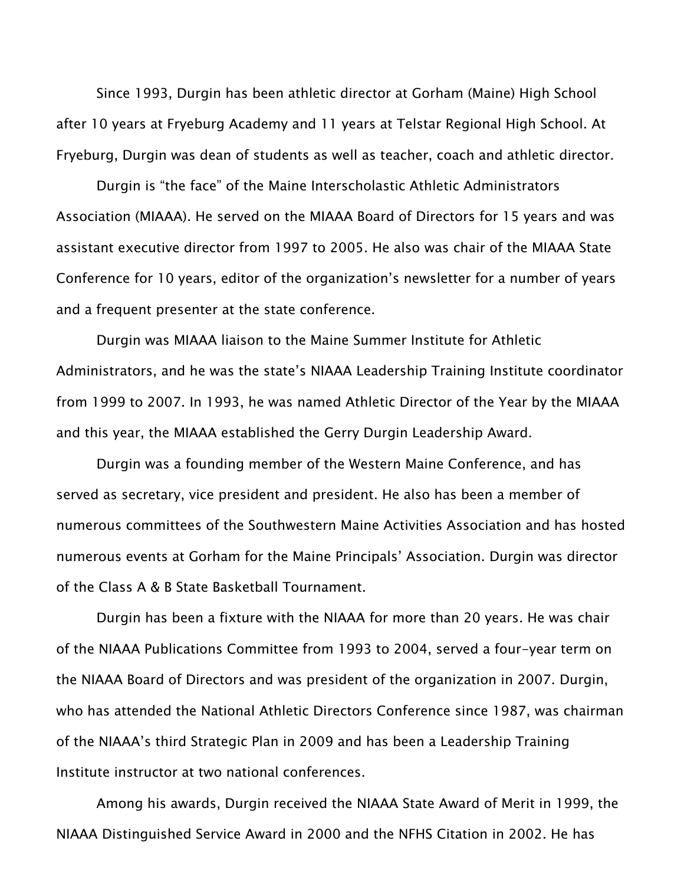Since 1993, Durgin has been athletic director at Gorham (Maine) High School after 10 years at Fryeburg Academy and 11 years at Telstar Regional High School. At Fryeburg, Durgin was dean of students as well as teacher, coach and athletic director.

Durgin is "the face" of the Maine Interscholastic Athletic Administrators Association (MIAAA). He served on the MIAAA Board of Directors for 15 years and was assistant executive director from 1997 to 2005. He also was chair of the MIAAA State Conference for 10 years, editor of the organization's newsletter for a number of years and a frequent presenter at the state conference.

Durgin was MIAAA liaison to the Maine Summer Institute for Athletic Administrators, and he was the state's NIAAA Leadership Training Institute coordinator from 1999 to 2007. In 1993, he was named Athletic Director of the Year by the MIAAA and this year, the MIAAA established the Gerry Durgin Leadership Award.

Durgin was a founding member of the Western Maine Conference, and has served as secretary, vice president and president. He also has been a member of numerous committees of the Southwestern Maine Activities Association and has hosted numerous events at Gorham for the Maine Principals' Association. Durgin was director of the Class A & B State Basketball Tournament.

Durgin has been a fixture with the NIAAA for more than 20 years. He was chair of the NIAAA Publications Committee from 1993 to 2004, served a four-year term on the NIAAA Board of Directors and was president of the organization in 2007. Durgin, who has attended the National Athletic Directors Conference since 1987, was chairman of the NIAAA's third Strategic Plan in 2009 and has been a Leadership Training Institute instructor at two national conferences.

Among his awards, Durgin received the NIAAA State Award of Merit in 1999, the NIAAA Distinguished Service Award in 2000 and the NFHS Citation in 2002. He has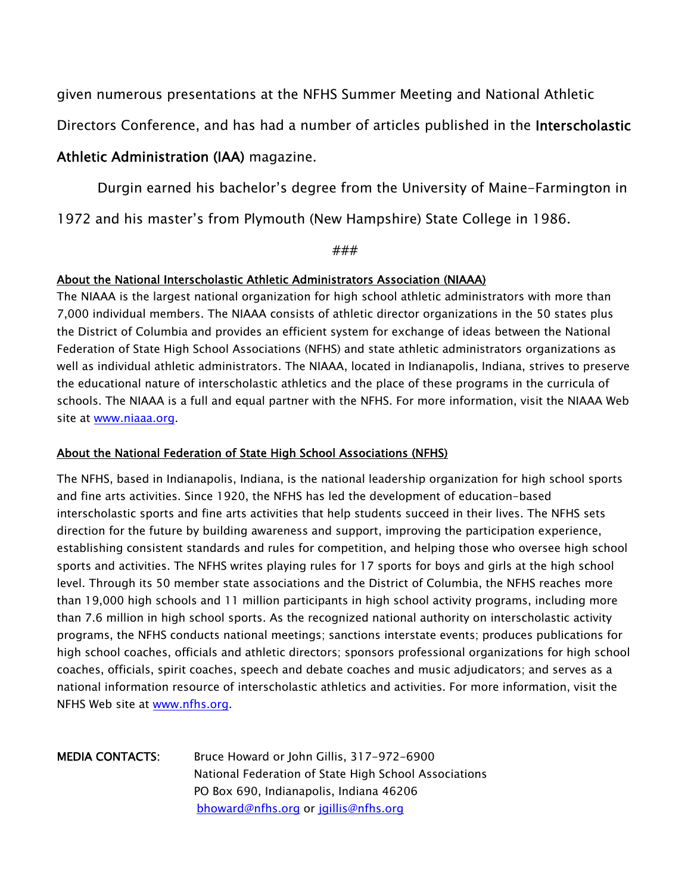given numerous presentations at the NFHS Summer Meeting and National Athletic Directors Conference, and has had a number of articles published in the **Interscholastic Athletic Administration (IAA)** magazine.

Durgin earned his bachelor's degree from the University of Maine-Farmington in 1972 and his master's from Plymouth (New Hampshire) State College in 1986.

###

**About the National Interscholastic Athletic Administrators Association (NIAAA)**

The NIAAA is the largest national organization for high school athletic administrators with more than 7,000 individual members. The NIAAA consists of athletic director organizations in the 50 states plus the District of Columbia and provides an efficient system for exchange of ideas between the National Federation of State High School Associations (NFHS) and state athletic administrators organizations as well as individual athletic administrators. The NIAAA, located in Indianapolis, Indiana, strives to preserve the educational nature of interscholastic athletics and the place of these programs in the curricula of schools. The NIAAA is a full and equal partner with the NFHS. For more information, visit the NIAAA Web site at www.niaaa.org.

**About the National Federation of State High School Associations (NFHS)**

The NFHS, based in Indianapolis, Indiana, is the national leadership organization for high school sports and fine arts activities. Since 1920, the NFHS has led the development of education-based interscholastic sports and fine arts activities that help students succeed in their lives. The NFHS sets direction for the future by building awareness and support, improving the participation experience, establishing consistent standards and rules for competition, and helping those who oversee high school sports and activities. The NFHS writes playing rules for 17 sports for boys and girls at the high school level. Through its 50 member state associations and the District of Columbia, the NFHS reaches more than 19,000 high schools and 11 million participants in high school activity programs, including more than 7.6 million in high school sports. As the recognized national authority on interscholastic activity programs, the NFHS conducts national meetings; sanctions interstate events; produces publications for high school coaches, officials and athletic directors; sponsors professional organizations for high school coaches, officials, spirit coaches, speech and debate coaches and music adjudicators; and serves as a national information resource of interscholastic athletics and activities. For more information, visit the NFHS Web site at www.nfhs.org.

**MEDIA CONTACTS**: Bruce Howard or John Gillis, 317-972-6900
National Federation of State High School Associations
PO Box 690, Indianapolis, Indiana 46206
bhoward@nfhs.org or jgillis@nfhs.org